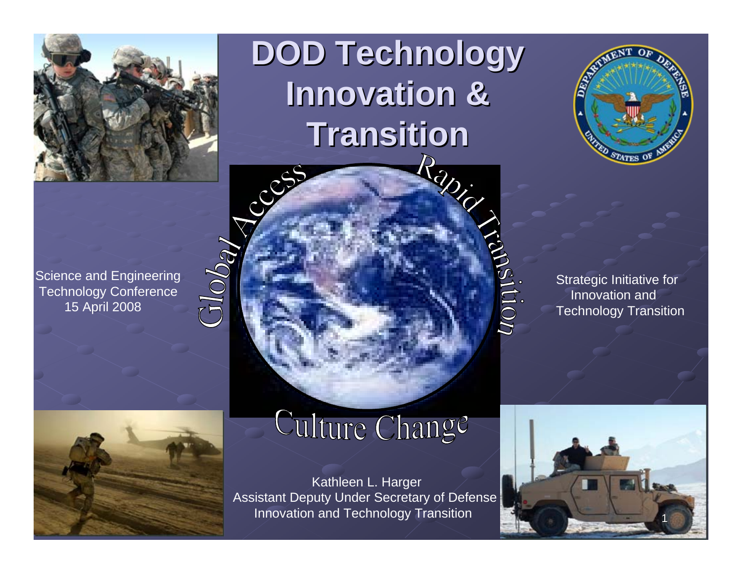# DOD Technology Innovation & Transition

Global Access

Rapid Transition

Culture Change

Science and Engineering Technology Conference
15 April 2008

Strategic Initiative for Innovation and Technology Transition

Kathleen L. Harger
Assistant Deputy Under Secretary of Defense
Innovation and Technology Transition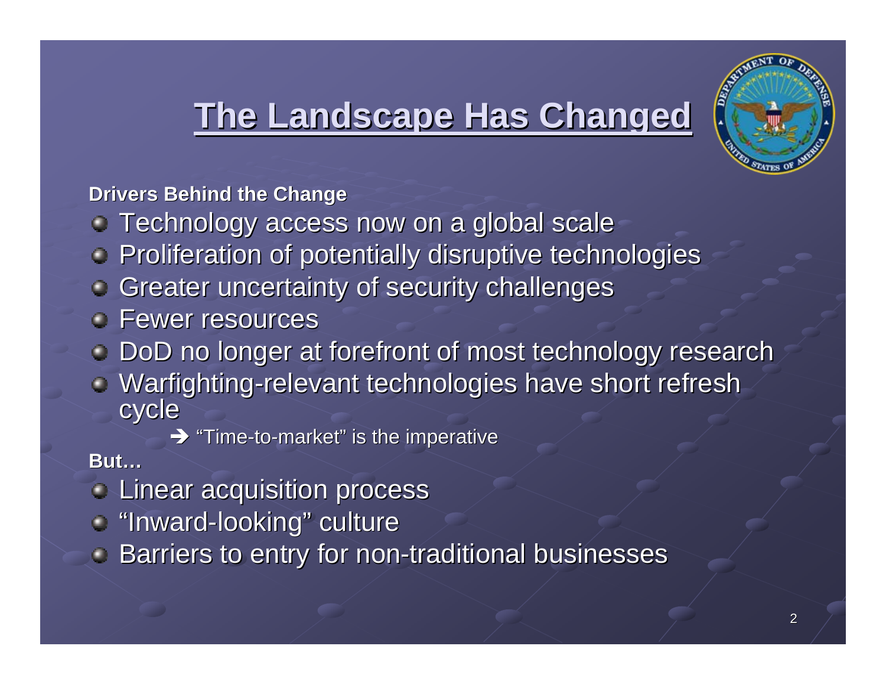# The Landscape Has Changed

**Drivers Behind the Change**

- Technology access now on a global scale
- Proliferation of potentially disruptive technologies
- Greater uncertainty of security challenges
- Fewer resources
- DoD no longer at forefront of most technology research
- Warfighting-relevant technologies have short refresh cycle
  - ➔ "Time-to-market" is the imperative

**But…**

- Linear acquisition process
- "Inward-looking" culture
- Barriers to entry for non-traditional businesses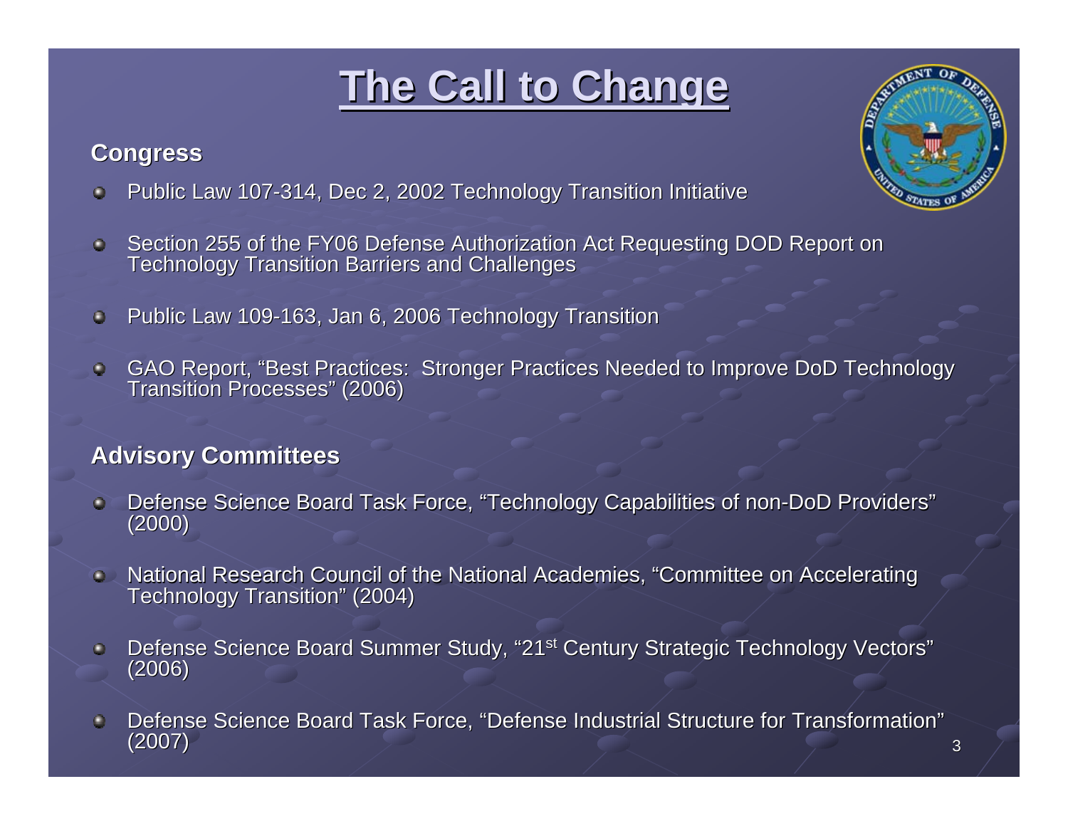# The Call to Change

## Congress

- Public Law 107-314, Dec 2, 2002 Technology Transition Initiative
- Section 255 of the FY06 Defense Authorization Act Requesting DOD Report on Technology Transition Barriers and Challenges
- Public Law 109-163, Jan 6, 2006 Technology Transition
- GAO Report, "Best Practices: Stronger Practices Needed to Improve DoD Technology Transition Processes" (2006)

## Advisory Committees

- Defense Science Board Task Force, "Technology Capabilities of non-DoD Providers" (2000)
- National Research Council of the National Academies, "Committee on Accelerating Technology Transition" (2004)
- Defense Science Board Summer Study, "21st Century Strategic Technology Vectors" (2006)
- Defense Science Board Task Force, "Defense Industrial Structure for Transformation" (2007)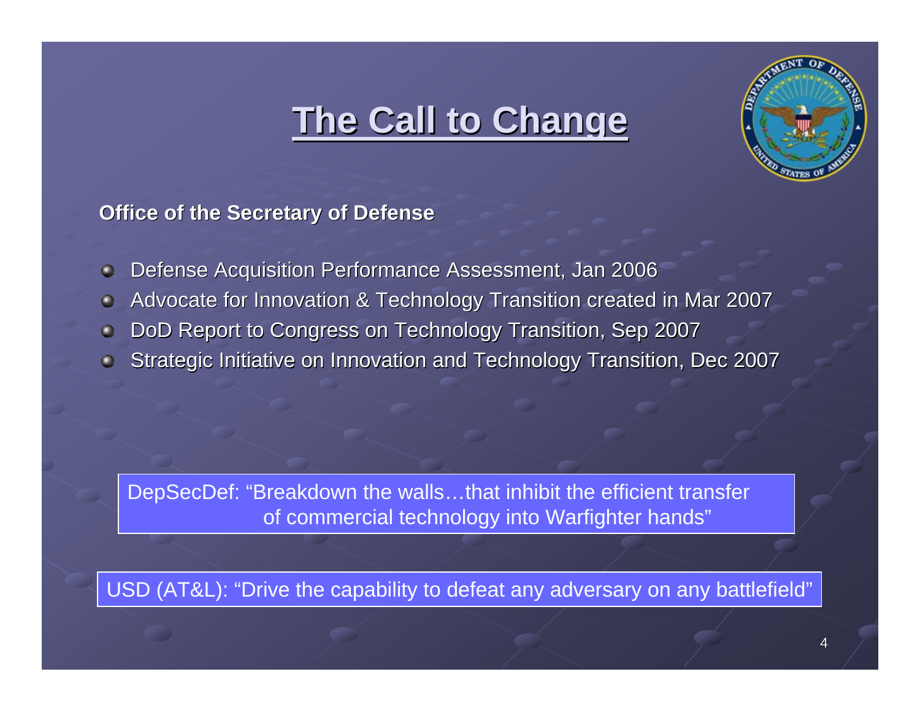# The Call to Change

**Office of the Secretary of Defense**

- Defense Acquisition Performance Assessment, Jan 2006
- Advocate for Innovation & Technology Transition created in Mar 2007
- DoD Report to Congress on Technology Transition, Sep 2007
- Strategic Initiative on Innovation and Technology Transition, Dec 2007

DepSecDef: "Breakdown the walls…that inhibit the efficient transfer of commercial technology into Warfighter hands"

USD (AT&L): "Drive the capability to defeat any adversary on any battlefield"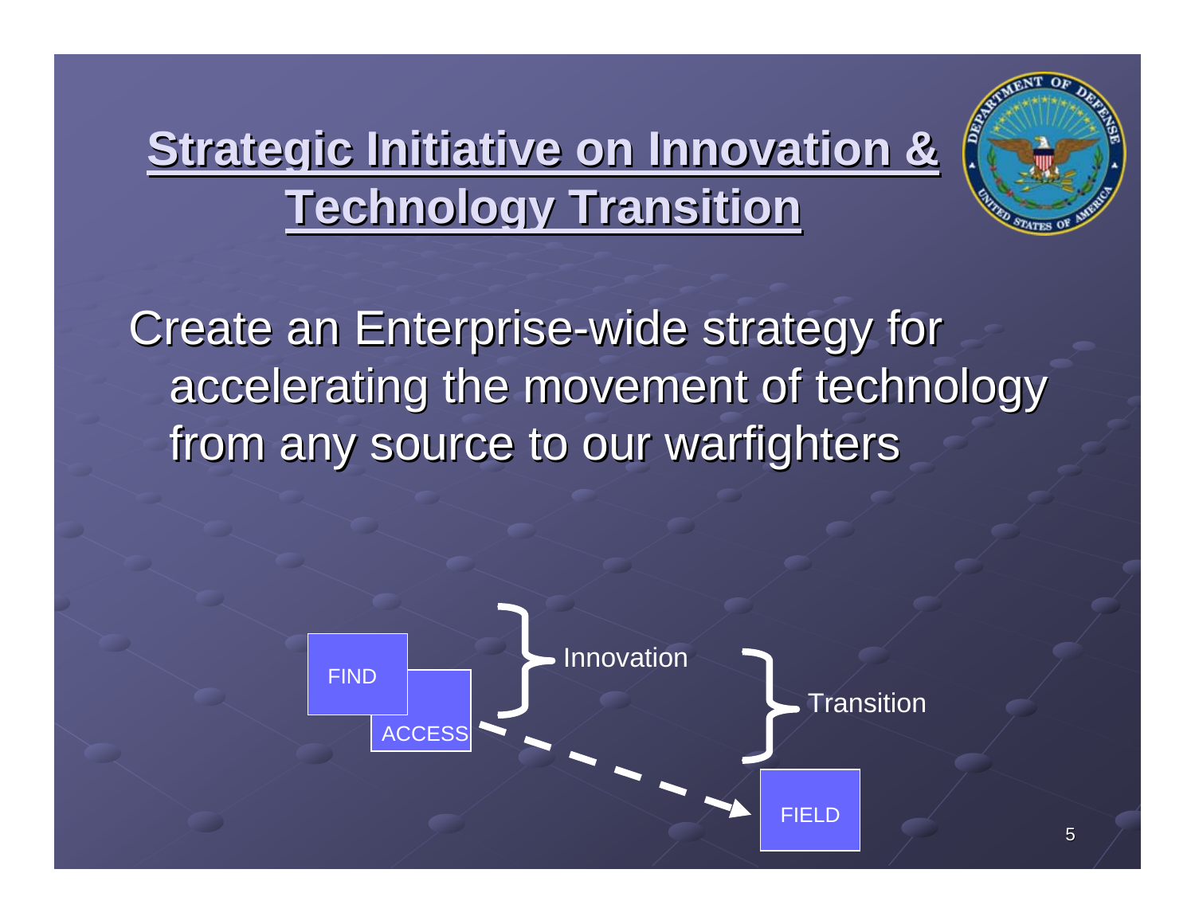# Strategic Initiative on Innovation & Technology Transition

Create an Enterprise-wide strategy for accelerating the movement of technology from any source to our warfighters

FIND

ACCESS

Innovation

Transition

FIELD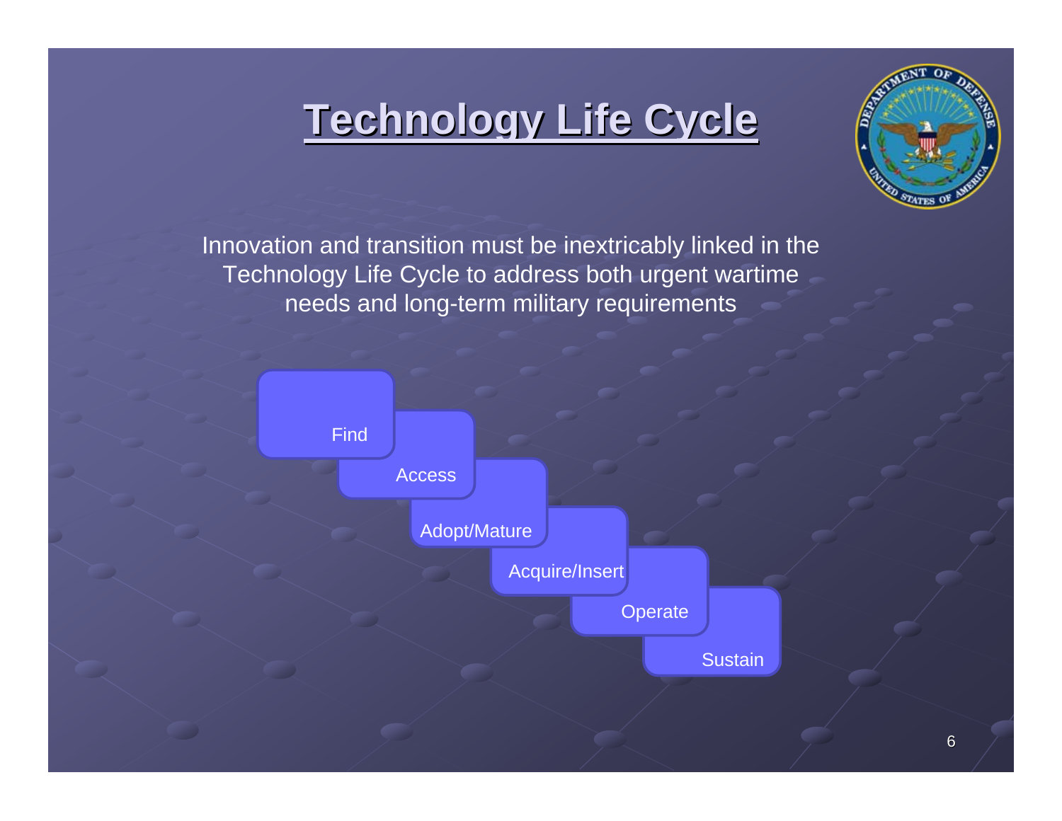# Technology Life Cycle

Innovation and transition must be inextricably linked in the Technology Life Cycle to address both urgent wartime needs and long-term military requirements

- Find
- Access
- Adopt/Mature
- Acquire/Insert
- Operate
- Sustain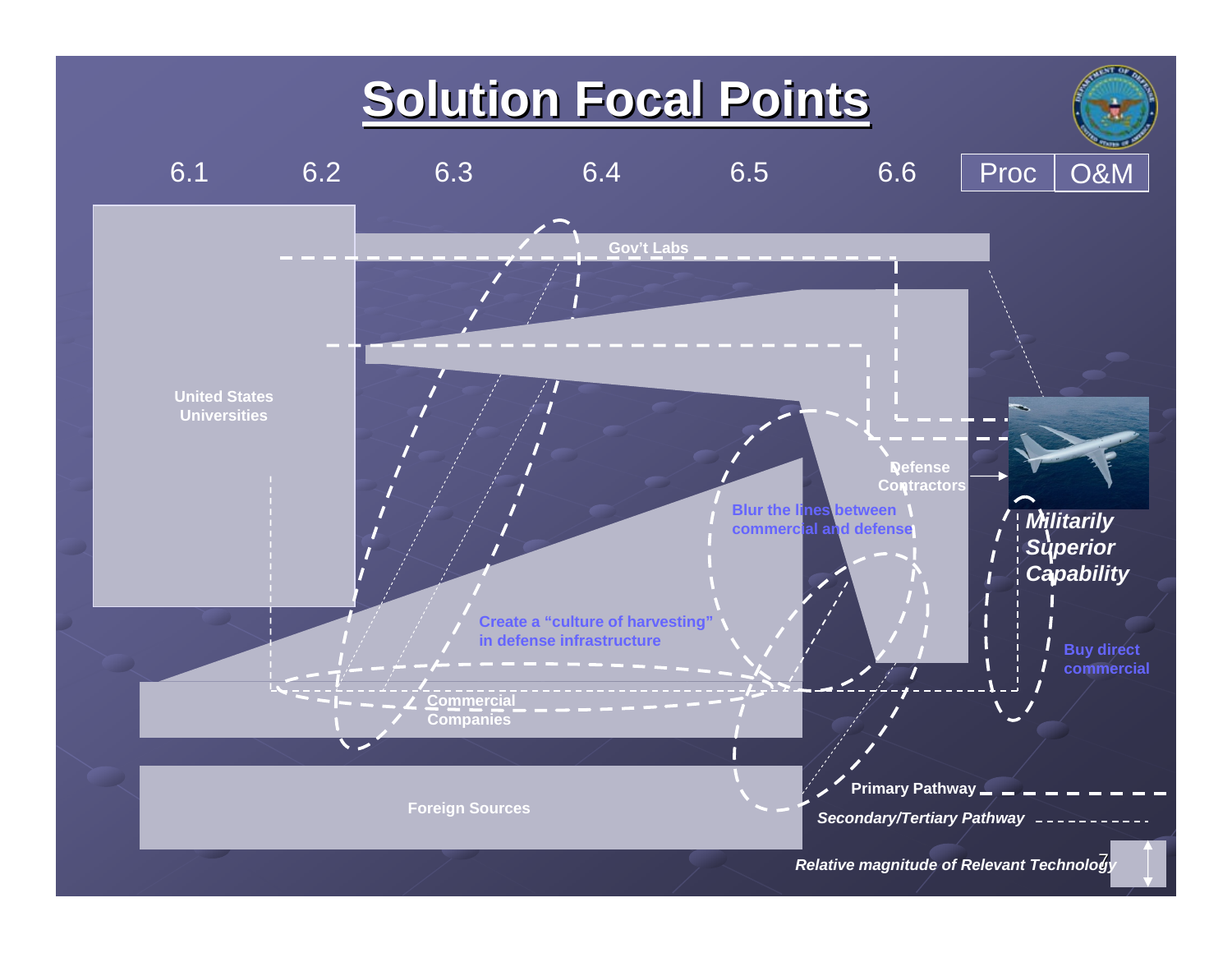# Solution Focal Points

6.1 | 6.2 | 6.3 | 6.4 | 6.5 | 6.6 | Proc | O&M

Gov't Labs

United States Universities

Defense Contractors

Blur the lines between commercial and defense

Create a "culture of harvesting" in defense infrastructure

Commercial Companies

Foreign Sources

***Militarily Superior Capability***

Buy direct commercial

**Primary Pathway**

***Secondary/Tertiary Pathway***

***Relative magnitude of Relevant Technology***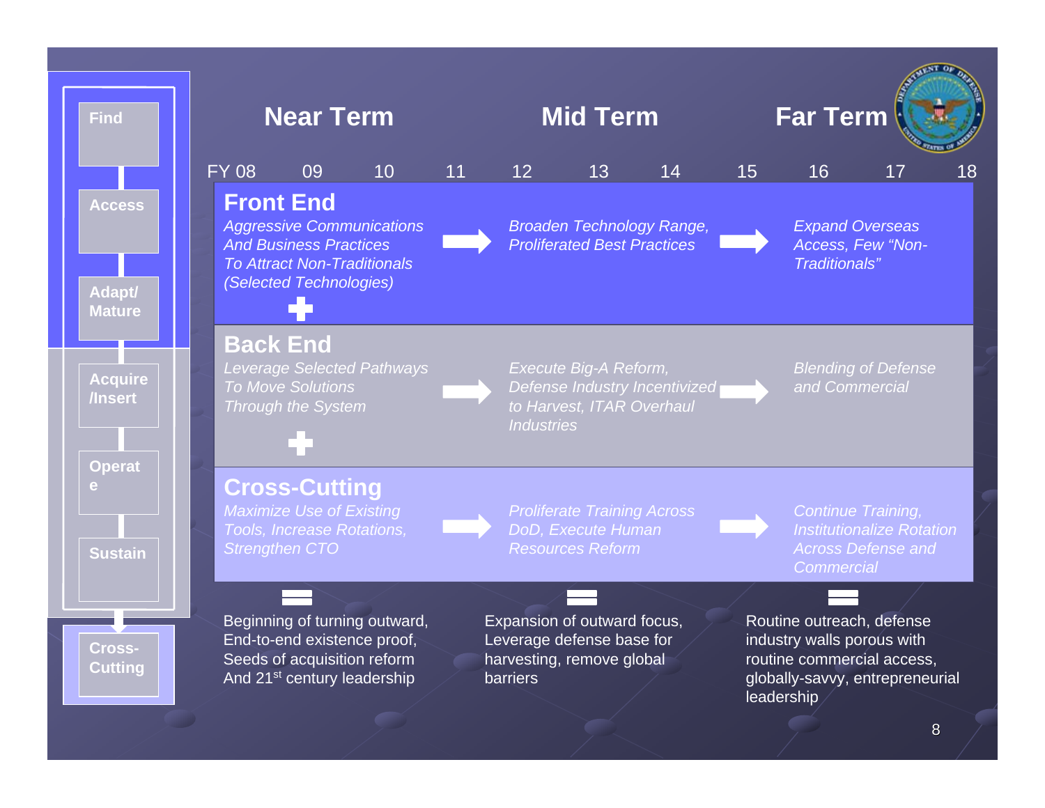| | Near Term | Mid Term | Far Term |
|---|---|---|---|
| FY | 08 09 10 11 | 12 13 14 15 | 16 17 18 |
| **Front End** | *Aggressive Communications And Business Practices To Attract Non-Traditionals (Selected Technologies)* | *Broaden Technology Range, Proliferated Best Practices* | *Expand Overseas Access, Few "Non-Traditionals"* |
| + | | | |
| **Back End** | *Leverage Selected Pathways To Move Solutions Through the System* | *Execute Big-A Reform, Defense Industry Incentivized to Harvest, ITAR Overhaul Industries* | *Blending of Defense and Commercial* |
| + | | | |
| **Cross-Cutting** | *Maximize Use of Existing Tools, Increase Rotations, Strengthen CTO* | *Proliferate Training Across DoD, Execute Human Resources Reform* | *Continue Training, Institutionalize Rotation Across Defense and Commercial* |
| = | Beginning of turning outward, End-to-end existence proof, Seeds of acquisition reform And 21st century leadership | Expansion of outward focus, Leverage defense base for harvesting, remove global barriers | Routine outreach, defense industry walls porous with routine commercial access, globally-savvy, entrepreneurial leadership |

Find → Access → Adapt/ Mature → Acquire /Insert → Operate → Sustain → Cross-Cutting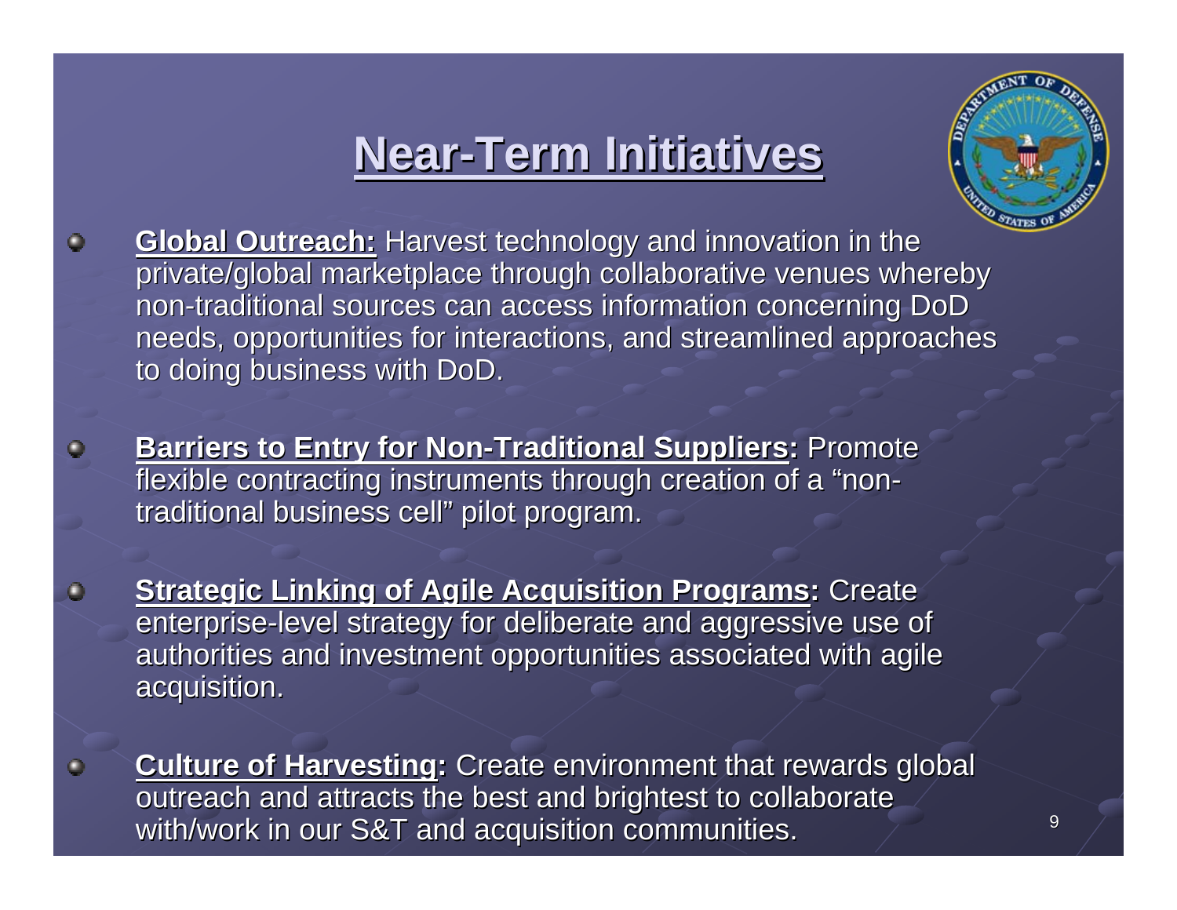# Near-Term Initiatives

- **Global Outreach:** Harvest technology and innovation in the private/global marketplace through collaborative venues whereby non-traditional sources can access information concerning DoD needs, opportunities for interactions, and streamlined approaches to doing business with DoD.

- **Barriers to Entry for Non-Traditional Suppliers:** Promote flexible contracting instruments through creation of a "non-traditional business cell" pilot program.

- **Strategic Linking of Agile Acquisition Programs:** Create enterprise-level strategy for deliberate and aggressive use of authorities and investment opportunities associated with agile acquisition.

- **Culture of Harvesting:** Create environment that rewards global outreach and attracts the best and brightest to collaborate with/work in our S&T and acquisition communities.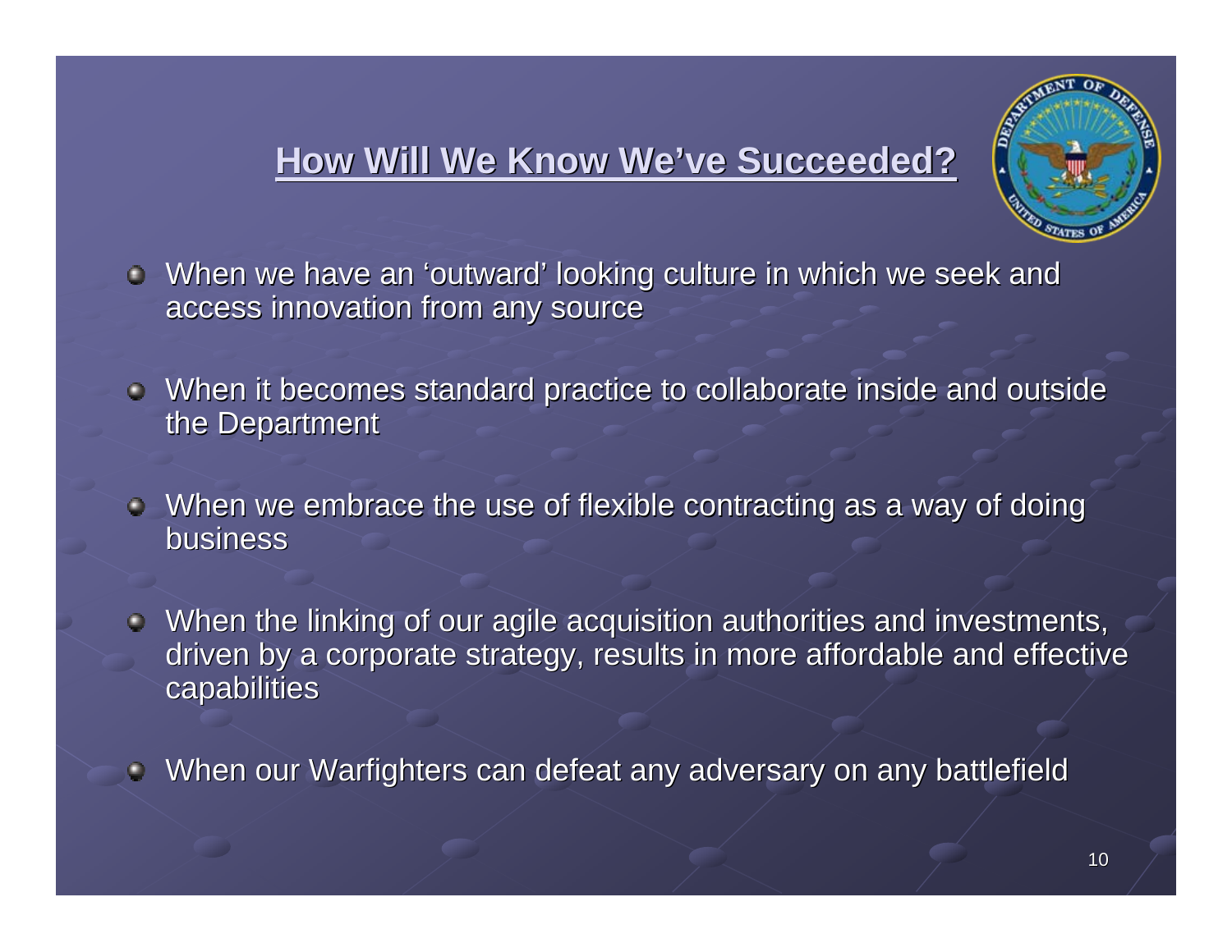## How Will We Know We've Succeeded?

- When we have an 'outward' looking culture in which we seek and access innovation from any source
- When it becomes standard practice to collaborate inside and outside the Department
- When we embrace the use of flexible contracting as a way of doing business
- When the linking of our agile acquisition authorities and investments, driven by a corporate strategy, results in more affordable and effective capabilities
- When our Warfighters can defeat any adversary on any battlefield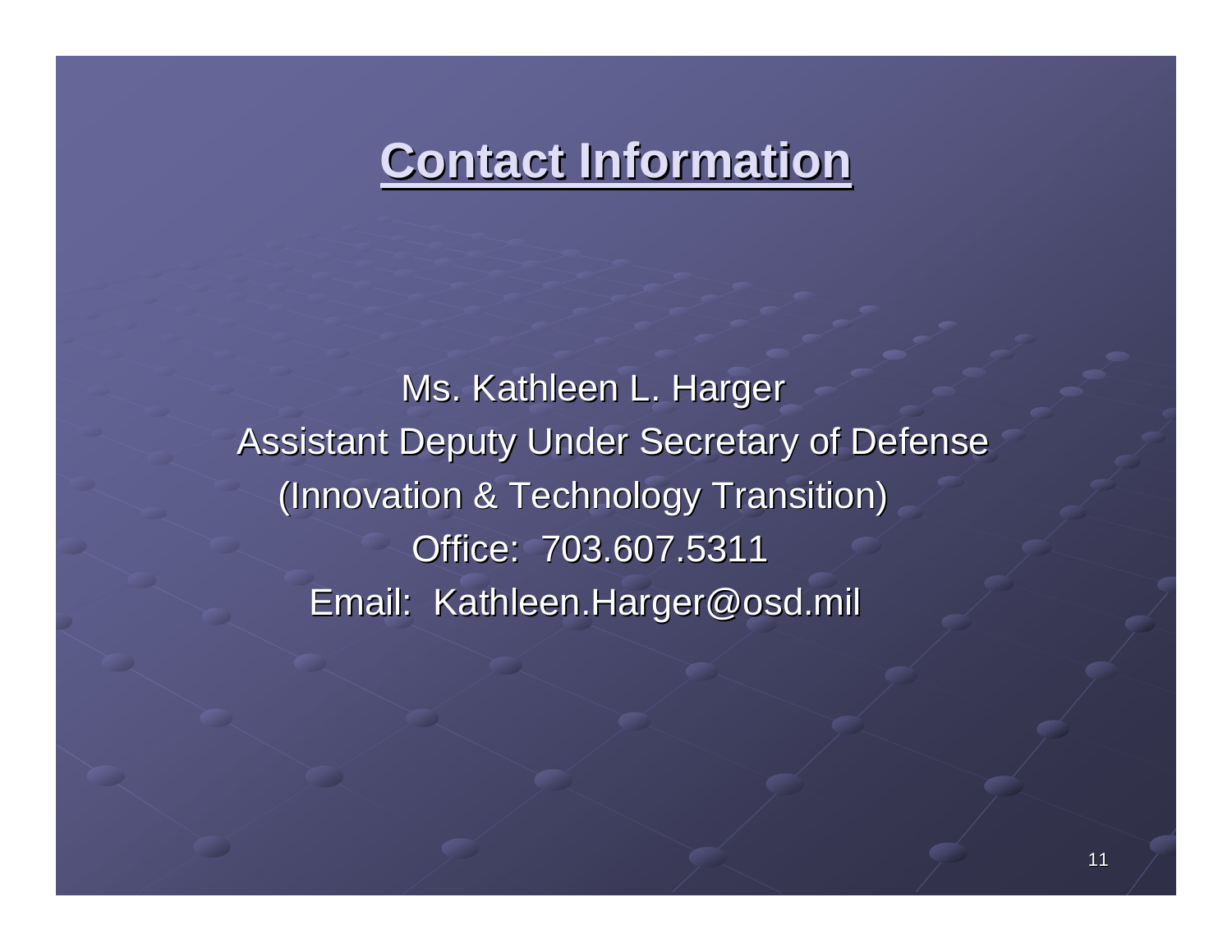# Contact Information

Ms. Kathleen L. Harger

Assistant Deputy Under Secretary of Defense

(Innovation & Technology Transition)

Office: 703.607.5311

Email: Kathleen.Harger@osd.mil